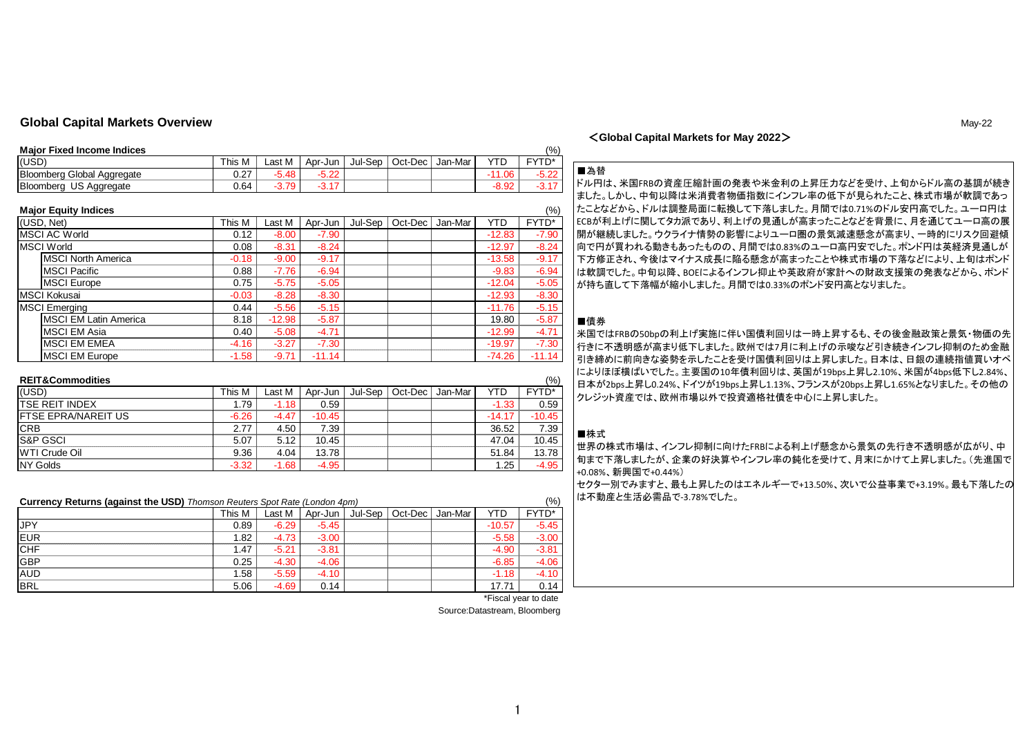## Global Capital Markets Overview

May-22

### Major Fixed Income Indices

(%)

| (USD) | This M | Last M | Apr-Jun | Jul-Sep | Oct-Dec | Jan-Mar | YTD | FYTD* |
|---|---|---|---|---|---|---|---|---|
| Bloomberg Global Aggregate | 0.27 | -5.48 | -5.22 | | | | -11.06 | -5.22 |
| Bloomberg US Aggregate | 0.64 | -3.79 | -3.17 | | | | -8.92 | -3.17 |

### Major Equity Indices

(%)

| (USD, Net) | This M | Last M | Apr-Jun | Jul-Sep | Oct-Dec | Jan-Mar | YTD | FYTD* |
|---|---|---|---|---|---|---|---|---|
| MSCI AC World | 0.12 | -8.00 | -7.90 | | | | -12.83 | -7.90 |
| MSCI World | 0.08 | -8.31 | -8.24 | | | | -12.97 | -8.24 |
| MSCI North America | -0.18 | -9.00 | -9.17 | | | | -13.58 | -9.17 |
| MSCI Pacific | 0.88 | -7.76 | -6.94 | | | | -9.83 | -6.94 |
| MSCI Europe | 0.75 | -5.75 | -5.05 | | | | -12.04 | -5.05 |
| MSCI Kokusai | -0.03 | -8.28 | -8.30 | | | | -12.93 | -8.30 |
| MSCI Emerging | 0.44 | -5.56 | -5.15 | | | | -11.76 | -5.15 |
| MSCI EM Latin America | 8.18 | -12.98 | -5.87 | | | | 19.80 | -5.87 |
| MSCI EM Asia | 0.40 | -5.08 | -4.71 | | | | -12.99 | -4.71 |
| MSCI EM EMEA | -4.16 | -3.27 | -7.30 | | | | -19.97 | -7.30 |
| MSCI EM Europe | -1.58 | -9.71 | -11.14 | | | | -74.26 | -11.14 |

### REIT&Commodities

(%)

| (USD) | This M | Last M | Apr-Jun | Jul-Sep | Oct-Dec | Jan-Mar | YTD | FYTD* |
|---|---|---|---|---|---|---|---|---|
| TSE REIT INDEX | 1.79 | -1.18 | 0.59 | | | | -1.33 | 0.59 |
| FTSE EPRA/NAREIT US | -6.26 | -4.47 | -10.45 | | | | -14.17 | -10.45 |
| CRB | 2.77 | 4.50 | 7.39 | | | | 36.52 | 7.39 |
| S&P GSCI | 5.07 | 5.12 | 10.45 | | | | 47.04 | 10.45 |
| WTI Crude Oil | 9.36 | 4.04 | 13.78 | | | | 51.84 | 13.78 |
| NY Golds | -3.32 | -1.68 | -4.95 | | | | 1.25 | -4.95 |

### Currency Returns (against the USD) *Thomson Reuters Spot Rate (London 4pm)*

(%)

| | This M | Last M | Apr-Jun | Jul-Sep | Oct-Dec | Jan-Mar | YTD | FYTD* |
|---|---|---|---|---|---|---|---|---|
| JPY | 0.89 | -6.29 | -5.45 | | | | -10.57 | -5.45 |
| EUR | 1.82 | -4.73 | -3.00 | | | | -5.58 | -3.00 |
| CHF | 1.47 | -5.21 | -3.81 | | | | -4.90 | -3.81 |
| GBP | 0.25 | -4.30 | -4.06 | | | | -6.85 | -4.06 |
| AUD | 1.58 | -5.59 | -4.10 | | | | -1.18 | -4.10 |
| BRL | 5.06 | -4.69 | 0.14 | | | | 17.71 | 0.14 |

*Fiscal year to date

Source:Datastream, Bloomberg

## ＜Global Capital Markets for May 2022＞

■為替

ドル円は、米国FRBの資産圧縮計画の発表や米金利の上昇圧力などを受け、上旬からドル高の基調が続きました。しかし、中旬以降は米消費者物価指数にインフレ率の低下が見られたこと、株式市場が軟調であったことなどから、ドルは調整局面に転換して下落しました。月間では0.71%のドル安円高でした。ユーロ円はECBが利上げに関してタカ派であり、利上げの見通しが高まったことなどを背景に、月を通じてユーロ高の展開が継続しました。ウクライナ情勢の影響によりユーロ圏の景気減速懸念が高まり、一時的にリスク回避傾向で円が買われる動きもあったものの、月間では0.83%のユーロ高円安でした。ポンド円は英経済見通しが下方修正され、今後はマイナス成長に陥る懸念が高まったことや株式市場の下落などにより、上旬はポンドは軟調でした。中旬以降、BOEによるインフレ抑止や英政府が家計への財政支援策の発表などから、ポンドが持ち直して下落幅が縮小しました。月間では0.33%のポンド安円高となりました。

■債券

米国ではFRBの50bpの利上げ実施に伴い国債利回りは一時上昇するも、その後金融政策と景気・物価の先行きに不透明感が高まり低下しました。欧州では7月に利上げの示唆など引き続きインフレ抑制のため金融引き締めに前向きな姿勢を示したことを受け国債利回りは上昇しました。日本は、日銀の連続指値買いオペによりほぼ横ばいでした。主要国の10年債利回りは、英国が19bps上昇し2.10%、米国が4bps低下し2.84%、日本が2bps上昇し0.24%、ドイツが19bps上昇し1.13%、フランスが20bps上昇し1.65%となりました。その他のクレジット資産では、欧州市場以外で投資適格社債を中心に上昇しました。

■株式

世界の株式市場は、インフレ抑制に向けたFRBによる利上げ懸念から景気の先行き不透明感が広がり、中旬まで下落しましたが、企業の好決算やインフレ率の鈍化を受けて、月末にかけて上昇しました。(先進国で+0.08%、新興国で+0.44%)

セクター別でみますと、最も上昇したのはエネルギーで+13.50%、次いで公益事業で+3.19%。最も下落したのは不動産と生活必需品で-3.78%でした。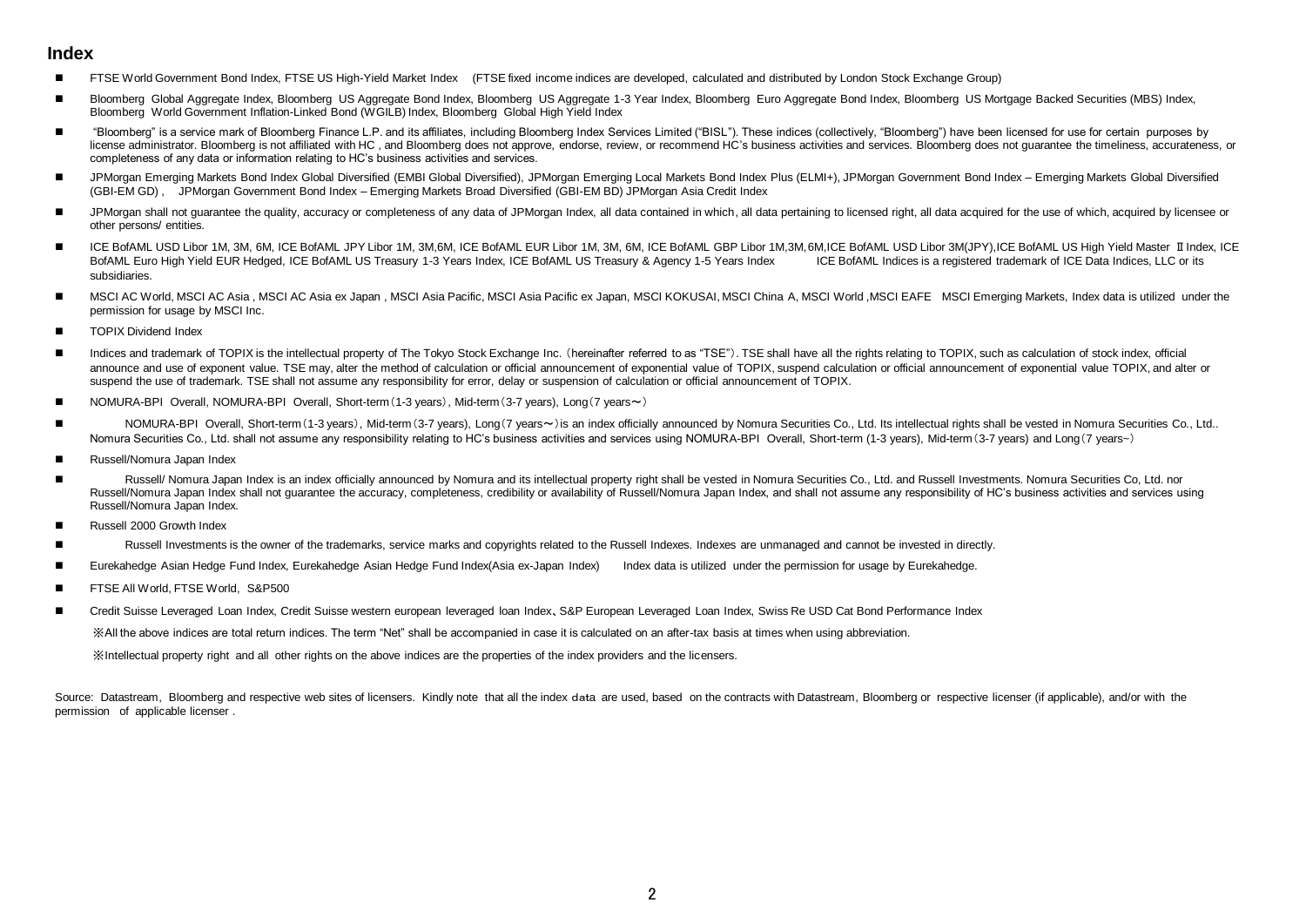## Index

- FTSE World Government Bond Index, FTSE US High-Yield Market Index (FTSE fixed income indices are developed, calculated and distributed by London Stock Exchange Group)
- Bloomberg Global Aggregate Index, Bloomberg US Aggregate Bond Index, Bloomberg US Aggregate 1-3 Year Index, Bloomberg Euro Aggregate Bond Index, Bloomberg US Mortgage Backed Securities (MBS) Index, Bloomberg World Government Inflation-Linked Bond (WGILB) Index, Bloomberg Global High Yield Index
- "Bloomberg" is a service mark of Bloomberg Finance L.P. and its affiliates, including Bloomberg Index Services Limited ("BISL"). These indices (collectively, "Bloomberg") have been licensed for use for certain purposes by license administrator. Bloomberg is not affiliated with HC , and Bloomberg does not approve, endorse, review, or recommend HC's business activities and services. Bloomberg does not guarantee the timeliness, accurateness, or completeness of any data or information relating to HC's business activities and services.
- JPMorgan Emerging Markets Bond Index Global Diversified (EMBI Global Diversified), JPMorgan Emerging Local Markets Bond Index Plus (ELMI+), JPMorgan Government Bond Index – Emerging Markets Global Diversified (GBI-EM GD) , JPMorgan Government Bond Index – Emerging Markets Broad Diversified (GBI-EM BD) JPMorgan Asia Credit Index
- JPMorgan shall not guarantee the quality, accuracy or completeness of any data of JPMorgan Index, all data contained in which, all data pertaining to licensed right, all data acquired for the use of which, acquired by licensee or other persons/ entities.
- ICE BofAML USD Libor 1M, 3M, 6M, ICE BofAML JPY Libor 1M, 3M,6M, ICE BofAML EUR Libor 1M, 3M, 6M, ICE BofAML GBP Libor 1M,3M,6M,ICE BofAML USD Libor 3M(JPY),ICE BofAML US High Yield Master Ⅱ Index, ICE BofAML Euro High Yield EUR Hedged, ICE BofAML US Treasury 1-3 Years Index, ICE BofAML US Treasury & Agency 1-5 Years Index ICE BofAML Indices is a registered trademark of ICE Data Indices, LLC or its subsidiaries.
- MSCI AC World, MSCI AC Asia , MSCI AC Asia ex Japan , MSCI Asia Pacific, MSCI Asia Pacific ex Japan, MSCI KOKUSAI, MSCI China A, MSCI World ,MSCI EAFE MSCI Emerging Markets, Index data is utilized under the permission for usage by MSCI Inc.
- TOPIX Dividend Index
- Indices and trademark of TOPIX is the intellectual property of The Tokyo Stock Exchange Inc.（hereinafter referred to as "TSE"）. TSE shall have all the rights relating to TOPIX, such as calculation of stock index, official announce and use of exponent value. TSE may, alter the method of calculation or official announcement of exponential value of TOPIX, suspend calculation or official announcement of exponential value TOPIX, and alter or suspend the use of trademark. TSE shall not assume any responsibility for error, delay or suspension of calculation or official announcement of TOPIX.
- NOMURA-BPI Overall, NOMURA-BPI Overall, Short-term（1-3 years）, Mid-term（3-7 years), Long（7 years～）
- NOMURA-BPI Overall, Short-term（1-3 years）, Mid-term（3-7 years), Long（7 years～）is an index officially announced by Nomura Securities Co., Ltd. Its intellectual rights shall be vested in Nomura Securities Co., Ltd.. Nomura Securities Co., Ltd. shall not assume any responsibility relating to HC's business activities and services using NOMURA-BPI Overall, Short-term (1-3 years), Mid-term（3-7 years) and Long（7 years~）
- Russell/Nomura Japan Index
- Russell/ Nomura Japan Index is an index officially announced by Nomura and its intellectual property right shall be vested in Nomura Securities Co., Ltd. and Russell Investments. Nomura Securities Co, Ltd. nor Russell/Nomura Japan Index shall not guarantee the accuracy, completeness, credibility or availability of Russell/Nomura Japan Index, and shall not assume any responsibility of HC's business activities and services using Russell/Nomura Japan Index.
- Russell 2000 Growth Index
- Russell Investments is the owner of the trademarks, service marks and copyrights related to the Russell Indexes. Indexes are unmanaged and cannot be invested in directly.
- Eurekahedge Asian Hedge Fund Index, Eurekahedge Asian Hedge Fund Index(Asia ex-Japan Index) Index data is utilized under the permission for usage by Eurekahedge.
- FTSE All World, FTSE World, S&P500
- Credit Suisse Leveraged Loan Index, Credit Suisse western european leveraged loan Index、S&P European Leveraged Loan Index, Swiss Re USD Cat Bond Performance Index

※All the above indices are total return indices. The term "Net" shall be accompanied in case it is calculated on an after-tax basis at times when using abbreviation.

※Intellectual property right and all other rights on the above indices are the properties of the index providers and the licensers.

Source: Datastream, Bloomberg and respective web sites of licensers. Kindly note that all the index data are used, based on the contracts with Datastream, Bloomberg or respective licenser (if applicable), and/or with the permission of applicable licenser .